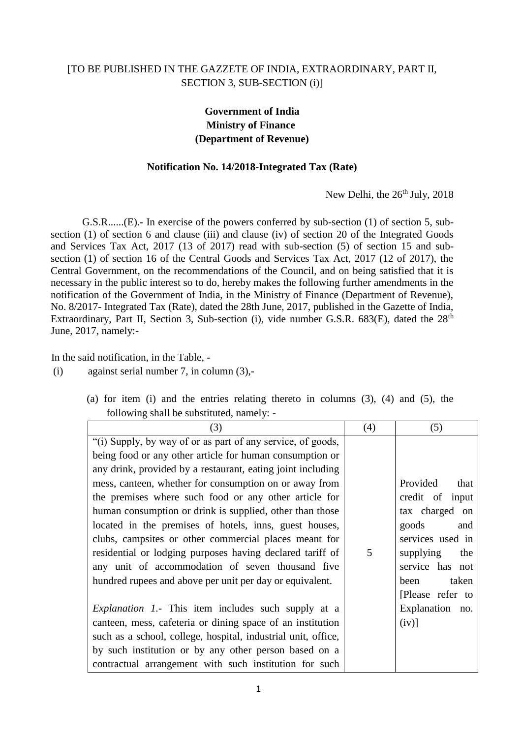[TO BE PUBLISHED IN THE GAZZETE OF INDIA, EXTRAORDINARY, PART II, SECTION 3, SUB-SECTION (i)]

**Government of India**
**Ministry of Finance**
**(Department of Revenue)**

**Notification No. 14/2018-Integrated Tax (Rate)**

New Delhi, the 26th July, 2018

G.S.R......(E).- In exercise of the powers conferred by sub-section (1) of section 5, sub-section (1) of section 6 and clause (iii) and clause (iv) of section 20 of the Integrated Goods and Services Tax Act, 2017 (13 of 2017) read with sub-section (5) of section 15 and sub-section (1) of section 16 of the Central Goods and Services Tax Act, 2017 (12 of 2017), the Central Government, on the recommendations of the Council, and on being satisfied that it is necessary in the public interest so to do, hereby makes the following further amendments in the notification of the Government of India, in the Ministry of Finance (Department of Revenue), No. 8/2017- Integrated Tax (Rate), dated the 28th June, 2017, published in the Gazette of India, Extraordinary, Part II, Section 3, Sub-section (i), vide number G.S.R. 683(E), dated the 28th June, 2017, namely:-

In the said notification, in the Table, -

(i) against serial number 7, in column (3),-

(a) for item (i) and the entries relating thereto in columns (3), (4) and (5), the following shall be substituted, namely: -

| (3) | (4) | (5) |
|---|---|---|
| "(i) Supply, by way of or as part of any service, of goods, being food or any other article for human consumption or any drink, provided by a restaurant, eating joint including mess, canteen, whether for consumption on or away from the premises where such food or any other article for human consumption or drink is supplied, other than those located in the premises of hotels, inns, guest houses, clubs, campsites or other commercial places meant for residential or lodging purposes having declared tariff of any unit of accommodation of seven thousand five hundred rupees and above per unit per day or equivalent.<br><br>*Explanation 1*.- This item includes such supply at a canteen, mess, cafeteria or dining space of an institution such as a school, college, hospital, industrial unit, office, by such institution or by any other person based on a contractual arrangement with such institution for such | 5 | Provided that credit of input tax charged on goods and services used in supplying the service has not been taken [Please refer to Explanation no. (iv)] |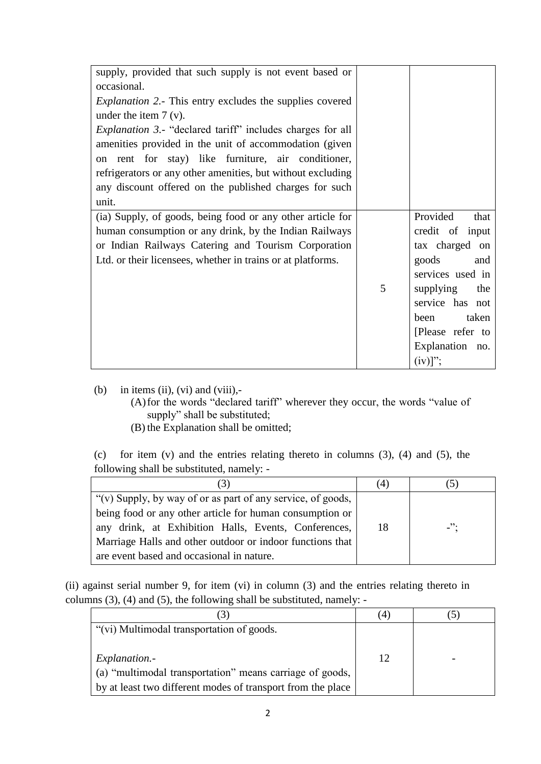| | | |
|---|---|---|
| supply, provided that such supply is not event based or occasional.<br>*Explanation 2*.- This entry excludes the supplies covered under the item 7 (v).<br>*Explanation 3*.- "declared tariff" includes charges for all amenities provided in the unit of accommodation (given on rent for stay) like furniture, air conditioner, refrigerators or any other amenities, but without excluding any discount offered on the published charges for such unit. | | |
| (ia) Supply, of goods, being food or any other article for human consumption or any drink, by the Indian Railways or Indian Railways Catering and Tourism Corporation Ltd. or their licensees, whether in trains or at platforms. | 5 | Provided that credit of input tax charged on goods and services used in supplying the service has not been taken [Please refer to Explanation no. (iv)]"; |

(b) in items (ii), (vi) and (viii),-

(A) for the words "declared tariff" wherever they occur, the words "value of supply" shall be substituted;

(B) the Explanation shall be omitted;

(c) for item (v) and the entries relating thereto in columns (3), (4) and (5), the following shall be substituted, namely: -

| (3) | (4) | (5) |
|---|---|---|
| "(v) Supply, by way of or as part of any service, of goods, being food or any other article for human consumption or any drink, at Exhibition Halls, Events, Conferences, Marriage Halls and other outdoor or indoor functions that are event based and occasional in nature. | 18 | -"; |

(ii) against serial number 9, for item (vi) in column (3) and the entries relating thereto in columns (3), (4) and (5), the following shall be substituted, namely: -

| (3) | (4) | (5) |
|---|---|---|
| "(vi) Multimodal transportation of goods.<br><br>*Explanation.*-<br>(a) "multimodal transportation" means carriage of goods, by at least two different modes of transport from the place | 12 | - |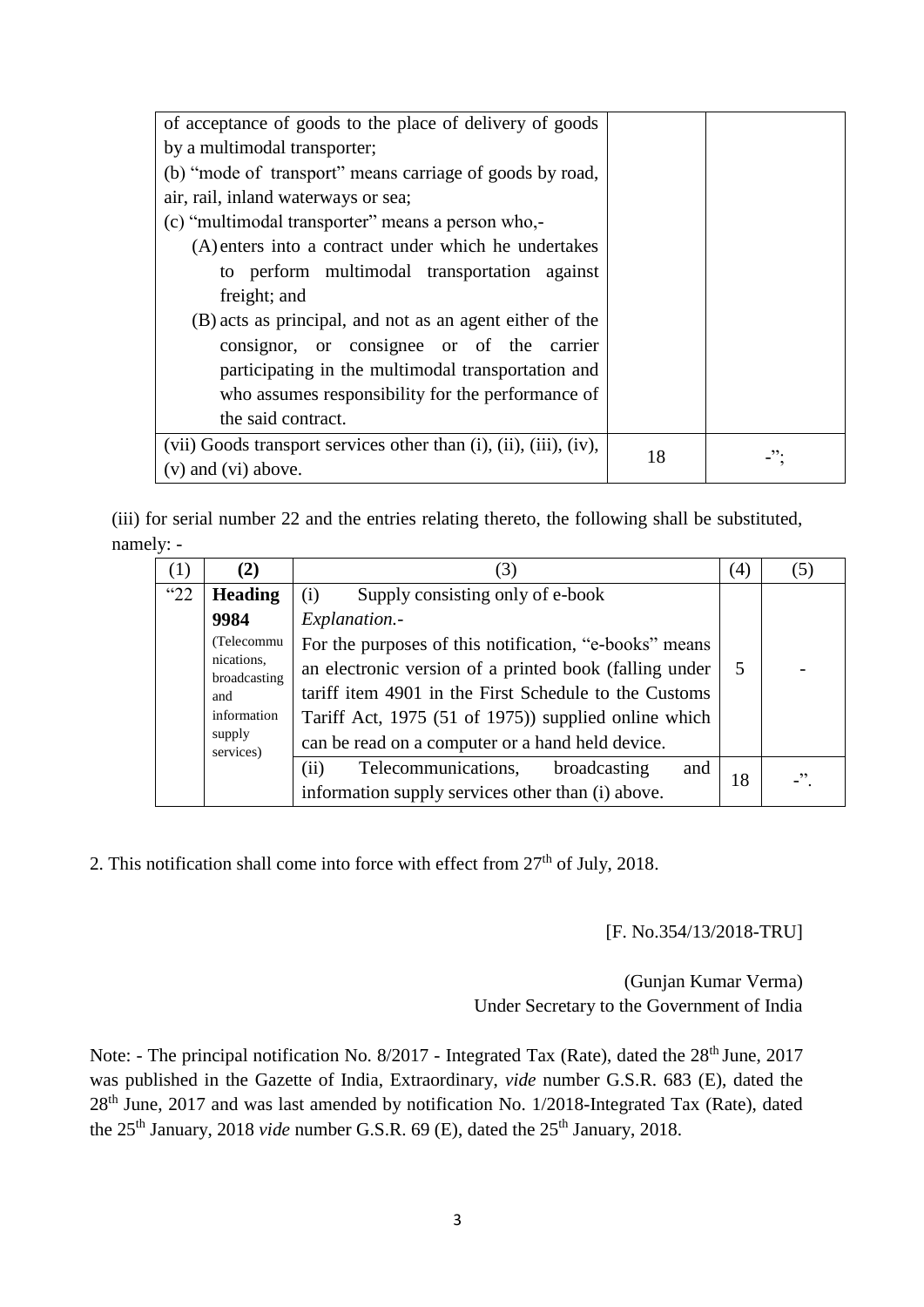| | | |
|---|---|---|
| of acceptance of goods to the place of delivery of goods by a multimodal transporter;<br>(b) "mode of transport" means carriage of goods by road, air, rail, inland waterways or sea;<br>(c) "multimodal transporter" means a person who,-<br>(A) enters into a contract under which he undertakes to perform multimodal transportation against freight; and<br>(B) acts as principal, and not as an agent either of the consignor, or consignee or of the carrier participating in the multimodal transportation and who assumes responsibility for the performance of the said contract. | | |
| (vii) Goods transport services other than (i), (ii), (iii), (iv), (v) and (vi) above. | 18 | -"; |

(iii) for serial number 22 and the entries relating thereto, the following shall be substituted, namely: -

| (1) | (2) | (3) | (4) | (5) |
|---|---|---|---|---|
| "22 | **Heading 9984** (Telecommunications, broadcasting and information supply services) | (i) Supply consisting only of e-book<br>*Explanation.-*<br>For the purposes of this notification, "e-books" means an electronic version of a printed book (falling under tariff item 4901 in the First Schedule to the Customs Tariff Act, 1975 (51 of 1975)) supplied online which can be read on a computer or a hand held device. | 5 | - |
| | | (ii) Telecommunications, broadcasting and information supply services other than (i) above. | 18 | -". |

2. This notification shall come into force with effect from 27th of July, 2018.

[F. No.354/13/2018-TRU]

(Gunjan Kumar Verma)
Under Secretary to the Government of India

Note: - The principal notification No. 8/2017 - Integrated Tax (Rate), dated the 28th June, 2017 was published in the Gazette of India, Extraordinary, *vide* number G.S.R. 683 (E), dated the 28th June, 2017 and was last amended by notification No. 1/2018-Integrated Tax (Rate), dated the 25th January, 2018 *vide* number G.S.R. 69 (E), dated the 25th January, 2018.